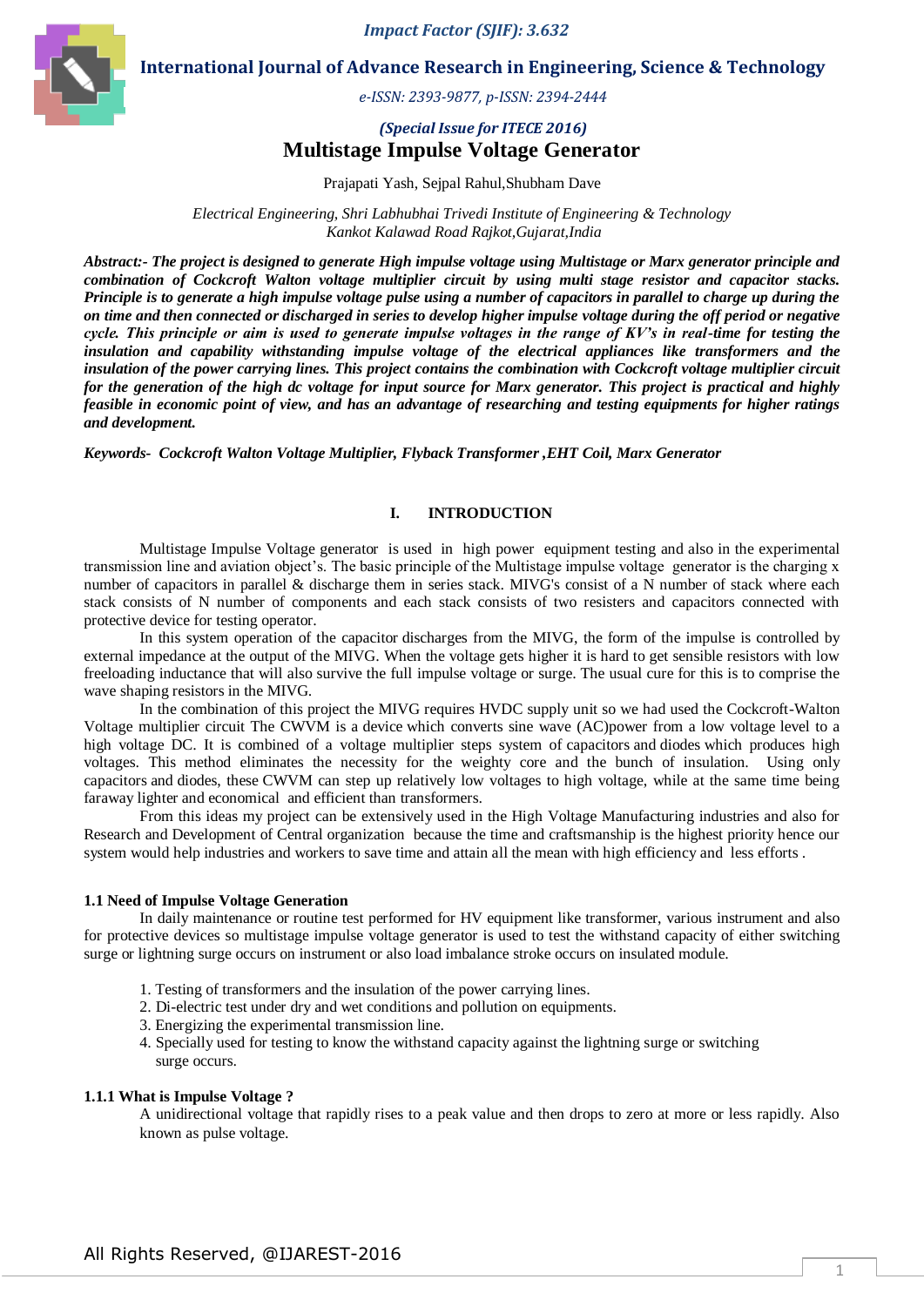# Multistage Impulse Voltage Generator

Prajapati Yash, Sejpal Rahul,Shubham Dave

*Electrical Engineering, Shri Labhubhai Trivedi Institute of Engineering & Technology*
*Kankot Kalawad Road Rajkot,Gujarat,India*

***Abstract:- The project is designed to generate High impulse voltage using Multistage or Marx generator principle and combination of Cockcroft Walton voltage multiplier circuit by using multi stage resistor and capacitor stacks. Principle is to generate a high impulse voltage pulse using a number of capacitors in parallel to charge up during the on time and then connected or discharged in series to develop higher impulse voltage during the off period or negative cycle. This principle or aim is used to generate impulse voltages in the range of KV's in real-time for testing the insulation and capability withstanding impulse voltage of the electrical appliances like transformers and the insulation of the power carrying lines. This project contains the combination with Cockcroft voltage multiplier circuit for the generation of the high dc voltage for input source for Marx generator. This project is practical and highly feasible in economic point of view, and has an advantage of researching and testing equipments for higher ratings and development.***

***Keywords- Cockcroft Walton Voltage Multiplier, Flyback Transformer ,EHT Coil, Marx Generator***

## I. INTRODUCTION

Multistage Impulse Voltage generator is used in high power equipment testing and also in the experimental transmission line and aviation object's. The basic principle of the Multistage impulse voltage generator is the charging x number of capacitors in parallel & discharge them in series stack. MIVG's consist of a N number of stack where each stack consists of N number of components and each stack consists of two resisters and capacitors connected with protective device for testing operator.

In this system operation of the capacitor discharges from the MIVG, the form of the impulse is controlled by external impedance at the output of the MIVG. When the voltage gets higher it is hard to get sensible resistors with low freeloading inductance that will also survive the full impulse voltage or surge. The usual cure for this is to comprise the wave shaping resistors in the MIVG.

In the combination of this project the MIVG requires HVDC supply unit so we had used the Cockcroft-Walton Voltage multiplier circuit The CWVM is a device which converts sine wave (AC)power from a low voltage level to a high voltage DC. It is combined of a voltage multiplier steps system of capacitors and diodes which produces high voltages. This method eliminates the necessity for the weighty core and the bunch of insulation. Using only capacitors and diodes, these CWVM can step up relatively low voltages to high voltage, while at the same time being faraway lighter and economical and efficient than transformers.

From this ideas my project can be extensively used in the High Voltage Manufacturing industries and also for Research and Development of Central organization because the time and craftsmanship is the highest priority hence our system would help industries and workers to save time and attain all the mean with high efficiency and less efforts .

### 1.1 Need of Impulse Voltage Generation

In daily maintenance or routine test performed for HV equipment like transformer, various instrument and also for protective devices so multistage impulse voltage generator is used to test the withstand capacity of either switching surge or lightning surge occurs on instrument or also load imbalance stroke occurs on insulated module.

1. Testing of transformers and the insulation of the power carrying lines.
2. Di-electric test under dry and wet conditions and pollution on equipments.
3. Energizing the experimental transmission line.
4. Specially used for testing to know the withstand capacity against the lightning surge or switching surge occurs.

#### 1.1.1 What is Impulse Voltage ?

A unidirectional voltage that rapidly rises to a peak value and then drops to zero at more or less rapidly. Also known as pulse voltage.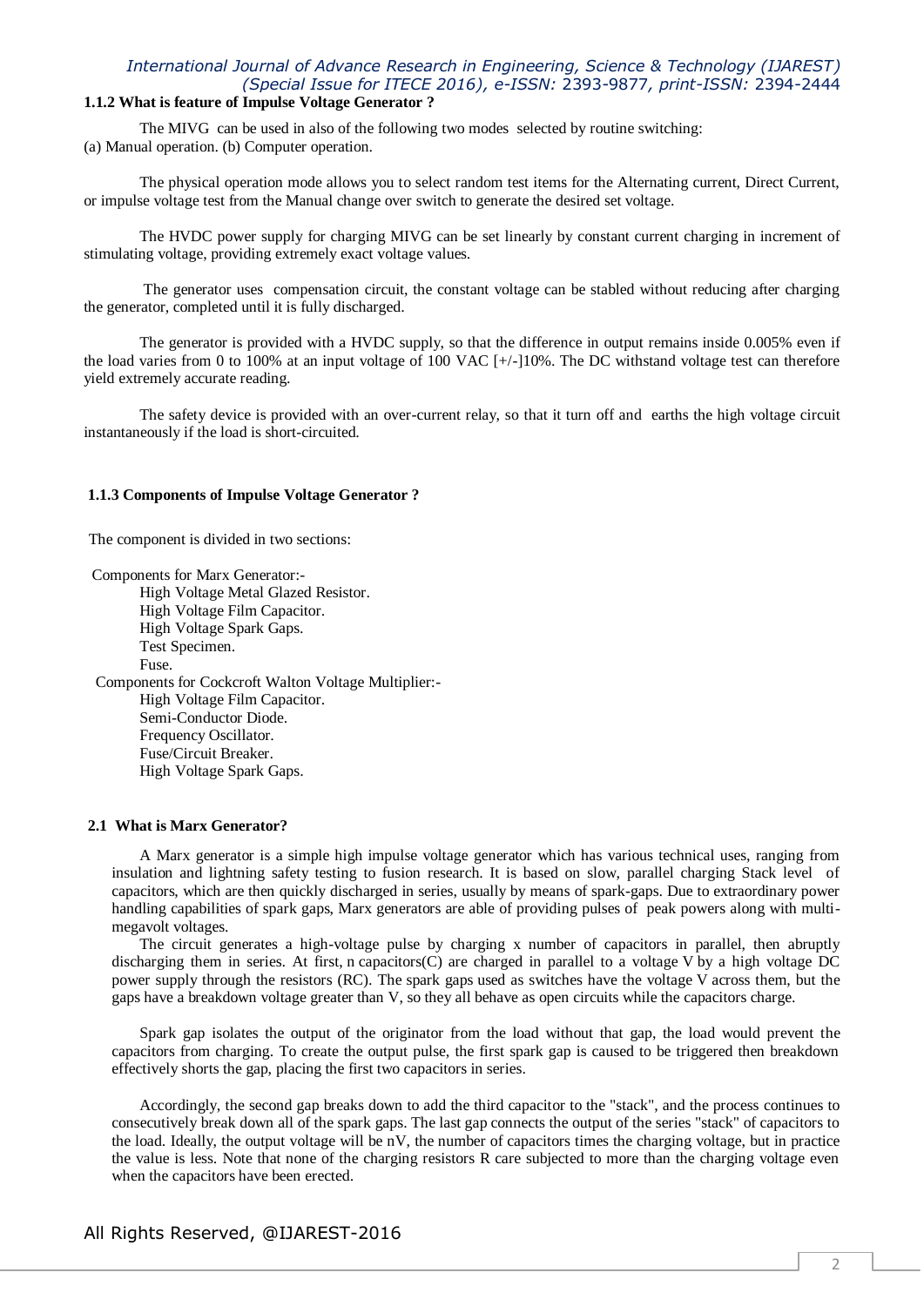### 1.1.2 What is feature of Impulse Voltage Generator ?

The MIVG can be used in also of the following two modes selected by routine switching:
(a) Manual operation. (b) Computer operation.

The physical operation mode allows you to select random test items for the Alternating current, Direct Current, or impulse voltage test from the Manual change over switch to generate the desired set voltage.

The HVDC power supply for charging MIVG can be set linearly by constant current charging in increment of stimulating voltage, providing extremely exact voltage values.

The generator uses compensation circuit, the constant voltage can be stabled without reducing after charging the generator, completed until it is fully discharged.

The generator is provided with a HVDC supply, so that the difference in output remains inside 0.005% even if the load varies from 0 to 100% at an input voltage of 100 VAC [+/-]10%. The DC withstand voltage test can therefore yield extremely accurate reading.

The safety device is provided with an over-current relay, so that it turn off and earths the high voltage circuit instantaneously if the load is short-circuited.

### 1.1.3 Components of Impulse Voltage Generator ?

The component is divided in two sections:

Components for Marx Generator:-

- High Voltage Metal Glazed Resistor.
- High Voltage Film Capacitor.
- High Voltage Spark Gaps.
- Test Specimen.
- Fuse.

Components for Cockcroft Walton Voltage Multiplier:-

- High Voltage Film Capacitor.
- Semi-Conductor Diode.
- Frequency Oscillator.
- Fuse/Circuit Breaker.
- High Voltage Spark Gaps.

## 2.1 What is Marx Generator?

A Marx generator is a simple high impulse voltage generator which has various technical uses, ranging from insulation and lightning safety testing to fusion research. It is based on slow, parallel charging Stack level of capacitors, which are then quickly discharged in series, usually by means of spark-gaps. Due to extraordinary power handling capabilities of spark gaps, Marx generators are able of providing pulses of peak powers along with multi-megavolt voltages.

The circuit generates a high-voltage pulse by charging x number of capacitors in parallel, then abruptly discharging them in series. At first, n capacitors(C) are charged in parallel to a voltage V by a high voltage DC power supply through the resistors (RC). The spark gaps used as switches have the voltage V across them, but the gaps have a breakdown voltage greater than V, so they all behave as open circuits while the capacitors charge.

Spark gap isolates the output of the originator from the load without that gap, the load would prevent the capacitors from charging. To create the output pulse, the first spark gap is caused to be triggered then breakdown effectively shorts the gap, placing the first two capacitors in series.

Accordingly, the second gap breaks down to add the third capacitor to the "stack", and the process continues to consecutively break down all of the spark gaps. The last gap connects the output of the series "stack" of capacitors to the load. Ideally, the output voltage will be nV, the number of capacitors times the charging voltage, but in practice the value is less. Note that none of the charging resistors R care subjected to more than the charging voltage even when the capacitors have been erected.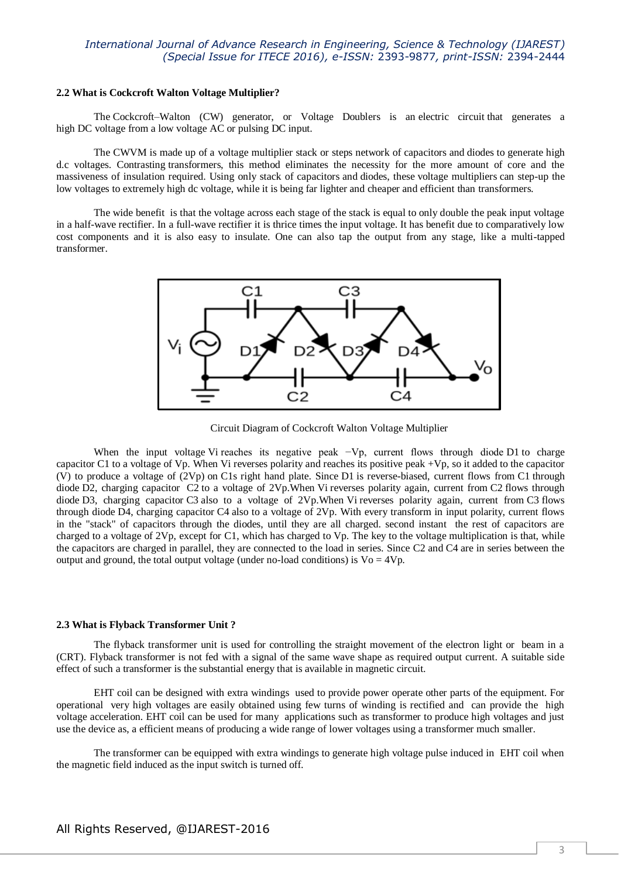### 2.2 What is Cockcroft Walton Voltage Multiplier?

The Cockcroft–Walton (CW) generator, or Voltage Doublers is an electric circuit that generates a high DC voltage from a low voltage AC or pulsing DC input.

The CWVM is made up of a voltage multiplier stack or steps network of capacitors and diodes to generate high d.c voltages. Contrasting transformers, this method eliminates the necessity for the more amount of core and the massiveness of insulation required. Using only stack of capacitors and diodes, these voltage multipliers can step-up the low voltages to extremely high dc voltage, while it is being far lighter and cheaper and efficient than transformers.

The wide benefit is that the voltage across each stage of the stack is equal to only double the peak input voltage in a half-wave rectifier. In a full-wave rectifier it is thrice times the input voltage. It has benefit due to comparatively low cost components and it is also easy to insulate. One can also tap the output from any stage, like a multi-tapped transformer.

Circuit Diagram of Cockcroft Walton Voltage Multiplier

When the input voltage Vi reaches its negative peak −Vp, current flows through diode D1 to charge capacitor C1 to a voltage of Vp. When Vi reverses polarity and reaches its positive peak +Vp, so it added to the capacitor (V) to produce a voltage of (2Vp) on C1s right hand plate. Since D1 is reverse-biased, current flows from C1 through diode D2, charging capacitor C2 to a voltage of 2Vp.When Vi reverses polarity again, current from C2 flows through diode D3, charging capacitor C3 also to a voltage of 2Vp.When Vi reverses polarity again, current from C3 flows through diode D4, charging capacitor C4 also to a voltage of 2Vp. With every transform in input polarity, current flows in the "stack" of capacitors through the diodes, until they are all charged. second instant the rest of capacitors are charged to a voltage of 2Vp, except for C1, which has charged to Vp. The key to the voltage multiplication is that, while the capacitors are charged in parallel, they are connected to the load in series. Since C2 and C4 are in series between the output and ground, the total output voltage (under no-load conditions) is Vo = 4Vp.

### 2.3 What is Flyback Transformer Unit ?

The flyback transformer unit is used for controlling the straight movement of the electron light or beam in a (CRT). Flyback transformer is not fed with a signal of the same wave shape as required output current. A suitable side effect of such a transformer is the substantial energy that is available in magnetic circuit.

EHT coil can be designed with extra windings used to provide power operate other parts of the equipment. For operational very high voltages are easily obtained using few turns of winding is rectified and can provide the high voltage acceleration. EHT coil can be used for many applications such as transformer to produce high voltages and just use the device as, a efficient means of producing a wide range of lower voltages using a transformer much smaller.

The transformer can be equipped with extra windings to generate high voltage pulse induced in EHT coil when the magnetic field induced as the input switch is turned off.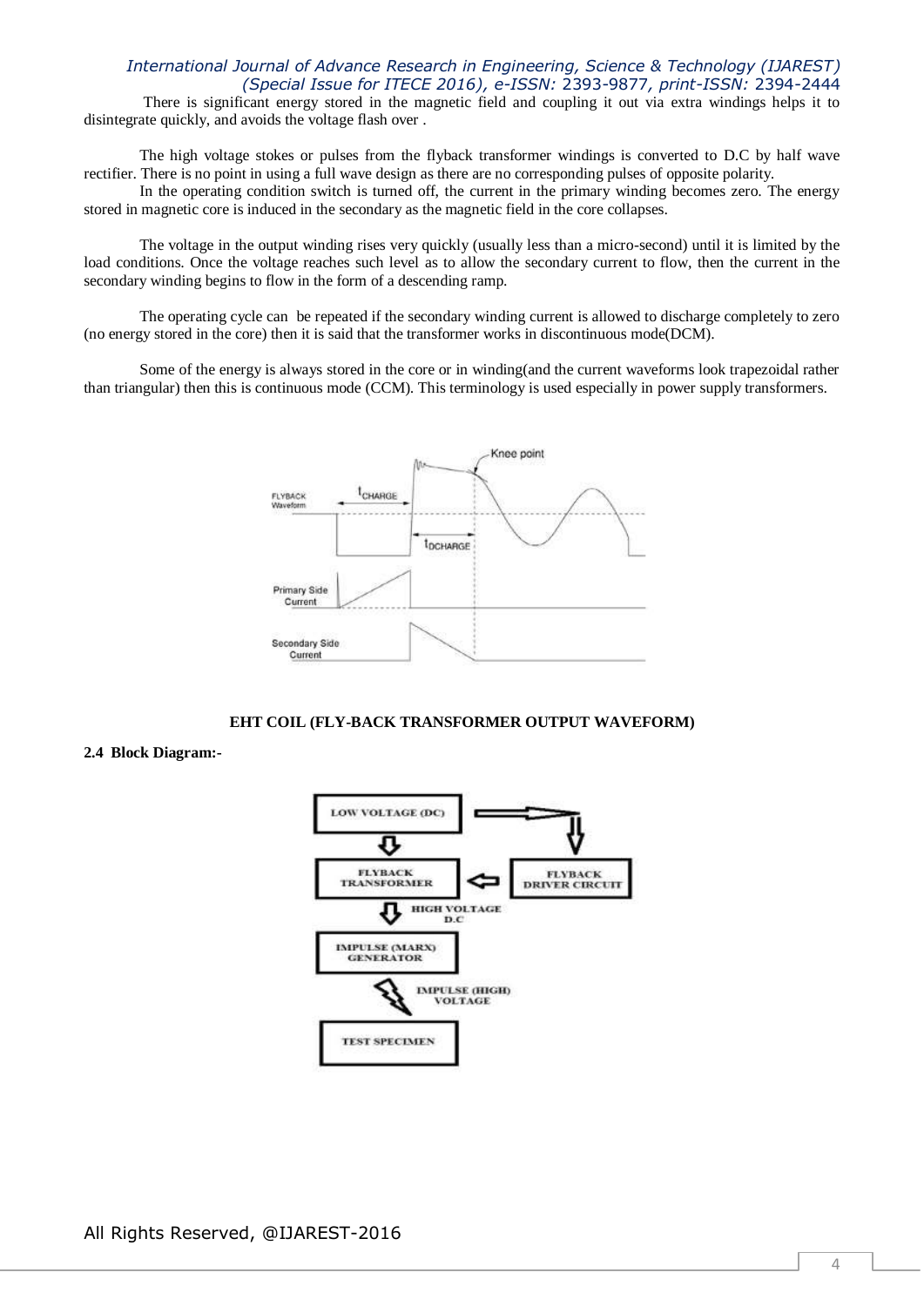There is significant energy stored in the magnetic field and coupling it out via extra windings helps it to disintegrate quickly, and avoids the voltage flash over .

The high voltage stokes or pulses from the flyback transformer windings is converted to D.C by half wave rectifier. There is no point in using a full wave design as there are no corresponding pulses of opposite polarity.

In the operating condition switch is turned off, the current in the primary winding becomes zero. The energy stored in magnetic core is induced in the secondary as the magnetic field in the core collapses.

The voltage in the output winding rises very quickly (usually less than a micro-second) until it is limited by the load conditions. Once the voltage reaches such level as to allow the secondary current to flow, then the current in the secondary winding begins to flow in the form of a descending ramp.

The operating cycle can be repeated if the secondary winding current is allowed to discharge completely to zero (no energy stored in the core) then it is said that the transformer works in discontinuous mode(DCM).

Some of the energy is always stored in the core or in winding(and the current waveforms look trapezoidal rather than triangular) then this is continuous mode (CCM). This terminology is used especially in power supply transformers.

**EHT COIL (FLY-BACK TRANSFORMER OUTPUT WAVEFORM)**

**2.4 Block Diagram:-**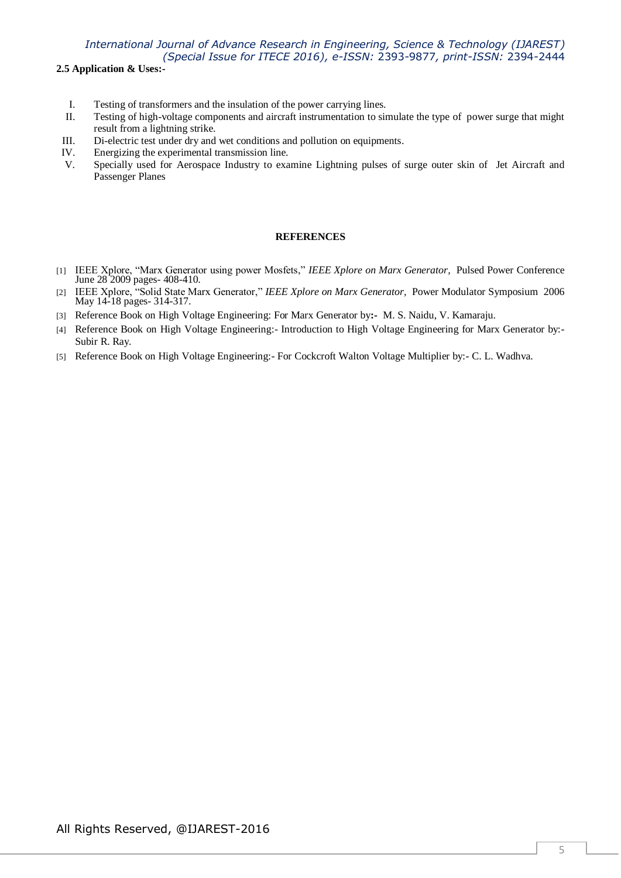### 2.5 Application & Uses:-

I. Testing of transformers and the insulation of the power carrying lines.
II. Testing of high-voltage components and aircraft instrumentation to simulate the type of power surge that might result from a lightning strike.
III. Di-electric test under dry and wet conditions and pollution on equipments.
IV. Energizing the experimental transmission line.
V. Specially used for Aerospace Industry to examine Lightning pulses of surge outer skin of Jet Aircraft and Passenger Planes

## REFERENCES

[1] IEEE Xplore, "Marx Generator using power Mosfets," *IEEE Xplore on Marx Generator*, Pulsed Power Conference June 28 2009 pages- 408-410.

[2] IEEE Xplore, "Solid State Marx Generator," *IEEE Xplore on Marx Generator*, Power Modulator Symposium 2006 May 14-18 pages- 314-317.

[3] Reference Book on High Voltage Engineering: For Marx Generator by**:-** M. S. Naidu, V. Kamaraju.

[4] Reference Book on High Voltage Engineering:- Introduction to High Voltage Engineering for Marx Generator by:- Subir R. Ray.

[5] Reference Book on High Voltage Engineering:- For Cockcroft Walton Voltage Multiplier by:- C. L. Wadhva.